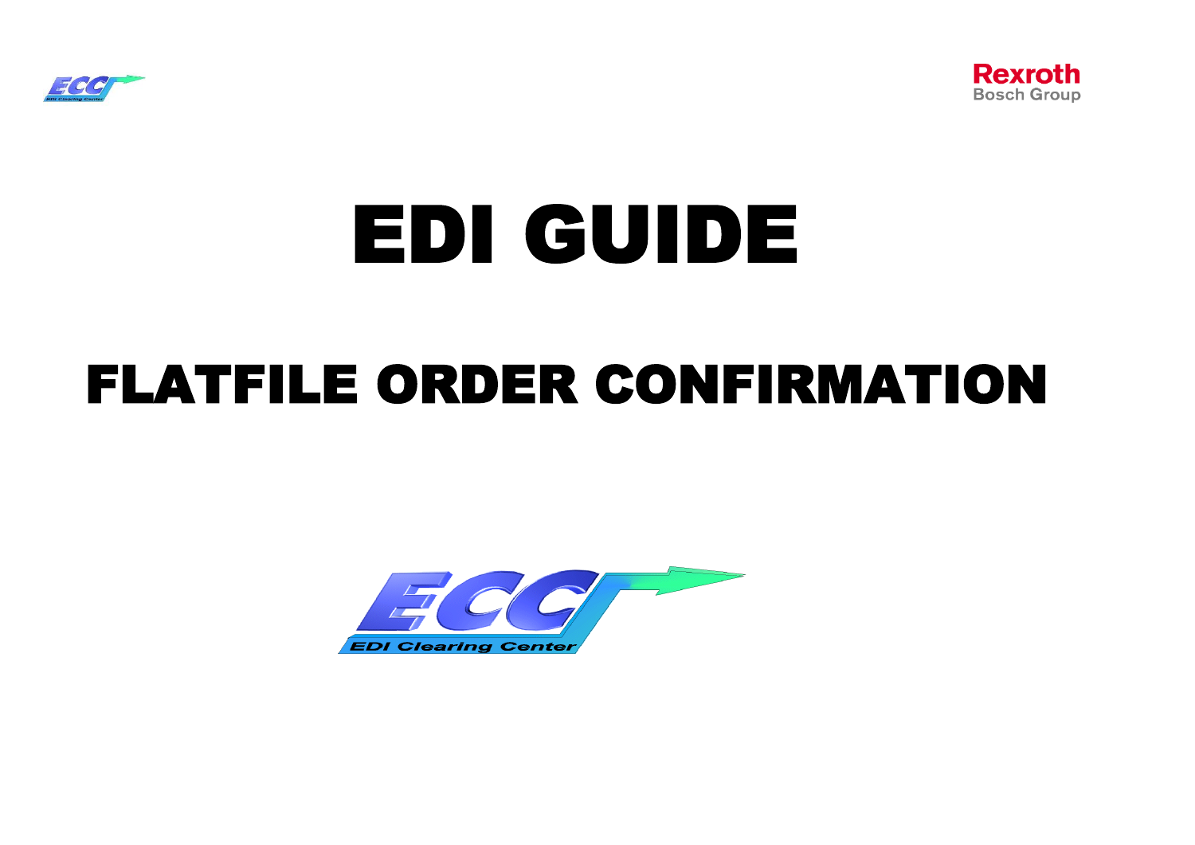# EDI GUIDE

## FLATFILE ORDER CONFIRMATION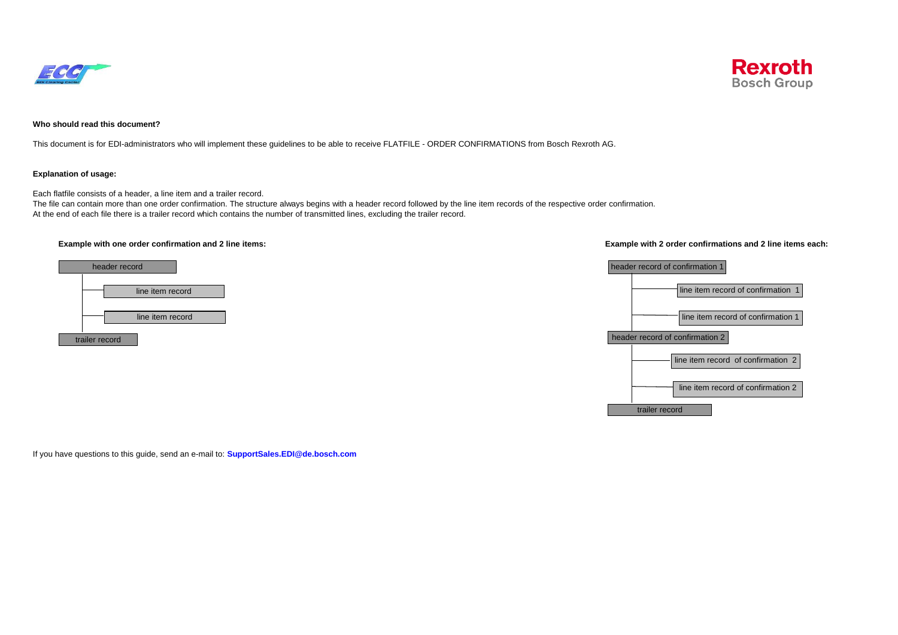**Who should read this document?**

This document is for EDI-administrators who will implement these guidelines to be able to receive FLATFILE - ORDER CONFIRMATIONS from Bosch Rexroth AG.

**Explanation of usage:**

Each flatfile consists of a header, a line item and a trailer record.
The file can contain more than one order confirmation. The structure always begins with a header record followed by the line item records of the respective order confirmation.
At the end of each file there is a trailer record which contains the number of transmitted lines, excluding the trailer record.

**Example with one order confirmation and 2 line items:**

```
header record
  ├── line item record
  ├── line item record
trailer record
```

**Example with 2 order confirmations and 2 line items each:**

```
header record of confirmation 1
  ├── line item record of confirmation 1
  ├── line item record of confirmation 1
header record of confirmation 2
  ├── line item record  of confirmation 2
  ├── line item record of confirmation 2
trailer record
```

If you have questions to this guide, send an e-mail to: **SupportSales.EDI@de.bosch.com**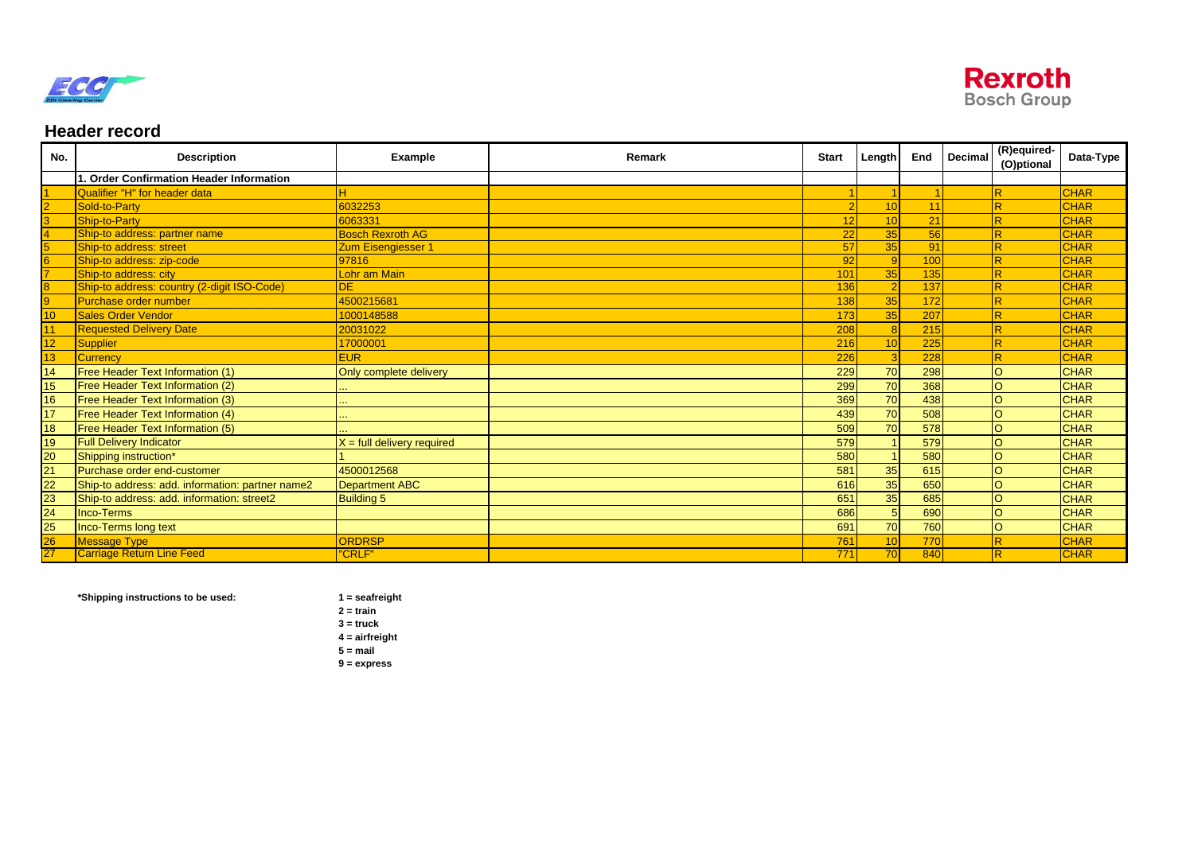## Header record

| No. | Description | Example | Remark | Start | Length | End | Decimal | (R)equired- (O)ptional | Data-Type |
|---|---|---|---|---|---|---|---|---|---|
| | 1. Order Confirmation Header Information | | | | | | | | |
| 1 | Qualifier "H" for header data | H | | 1 | 1 | 1 | | R | CHAR |
| 2 | Sold-to-Party | 6032253 | | 2 | 10 | 11 | | R | CHAR |
| 3 | Ship-to-Party | 6063331 | | 12 | 10 | 21 | | R | CHAR |
| 4 | Ship-to address: partner name | Bosch Rexroth AG | | 22 | 35 | 56 | | R | CHAR |
| 5 | Ship-to address: street | Zum Eisengiesser 1 | | 57 | 35 | 91 | | R | CHAR |
| 6 | Ship-to address: zip-code | 97816 | | 92 | 9 | 100 | | R | CHAR |
| 7 | Ship-to address: city | Lohr am Main | | 101 | 35 | 135 | | R | CHAR |
| 8 | Ship-to address: country (2-digit ISO-Code) | DE | | 136 | 2 | 137 | | R | CHAR |
| 9 | Purchase order number | 4500215681 | | 138 | 35 | 172 | | R | CHAR |
| 10 | Sales Order Vendor | 1000148588 | | 173 | 35 | 207 | | R | CHAR |
| 11 | Requested Delivery Date | 20031022 | | 208 | 8 | 215 | | R | CHAR |
| 12 | Supplier | 17000001 | | 216 | 10 | 225 | | R | CHAR |
| 13 | Currency | EUR | | 226 | 3 | 228 | | R | CHAR |
| 14 | Free Header Text Information (1) | Only complete delivery | | 229 | 70 | 298 | | O | CHAR |
| 15 | Free Header Text Information (2) | ... | | 299 | 70 | 368 | | O | CHAR |
| 16 | Free Header Text Information (3) | ... | | 369 | 70 | 438 | | O | CHAR |
| 17 | Free Header Text Information (4) | ... | | 439 | 70 | 508 | | O | CHAR |
| 18 | Free Header Text Information (5) | ... | | 509 | 70 | 578 | | O | CHAR |
| 19 | Full Delivery Indicator | X = full delivery required | | 579 | 1 | 579 | | O | CHAR |
| 20 | Shipping instruction* | 1 | | 580 | 1 | 580 | | O | CHAR |
| 21 | Purchase order end-customer | 4500012568 | | 581 | 35 | 615 | | O | CHAR |
| 22 | Ship-to address: add. information: partner name2 | Department ABC | | 616 | 35 | 650 | | O | CHAR |
| 23 | Ship-to address: add. information: street2 | Building 5 | | 651 | 35 | 685 | | O | CHAR |
| 24 | Inco-Terms | | | 686 | 5 | 690 | | O | CHAR |
| 25 | Inco-Terms long text | | | 691 | 70 | 760 | | O | CHAR |
| 26 | Message Type | ORDRSP | | 761 | 10 | 770 | | R | CHAR |
| 27 | Carriage Return Line Feed | "CRLF" | | 771 | 70 | 840 | | R | CHAR |

**\*Shipping instructions to be used:**

**1 = seafreight**
**2 = train**
**3 = truck**
**4 = airfreight**
**5 = mail**
**9 = express**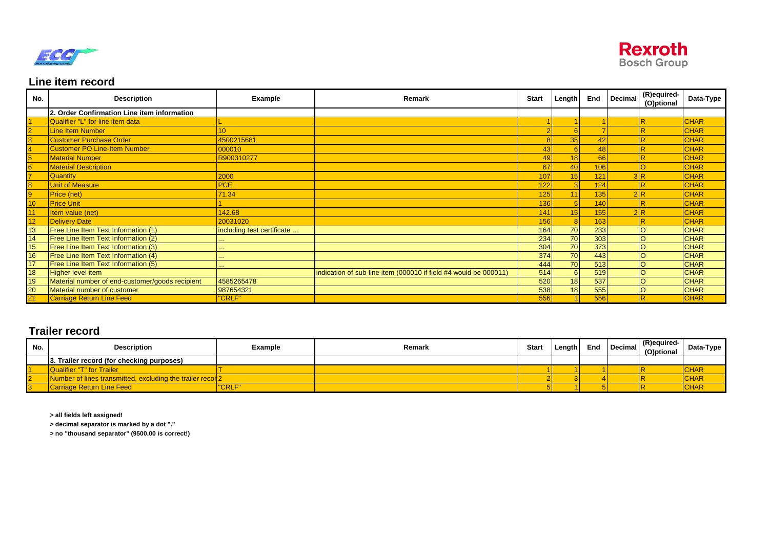## Line item record

| No. | Description | Example | Remark | Start | Length | End | Decimal | (R)equired-(O)ptional | Data-Type |
|---|---|---|---|---|---|---|---|---|---|
| | 2. Order Confirmation Line item information | | | | | | | | |
| 1 | Qualifier "L" for line item data | L | | 1 | 1 | 1 | | R | CHAR |
| 2 | Line Item Number | 10 | | 2 | 6 | 7 | | R | CHAR |
| 3 | Customer Purchase Order | 4500215681 | | 8 | 35 | 42 | | R | CHAR |
| 4 | Customer PO Line-Item Number | 000010 | | 43 | 6 | 48 | | R | CHAR |
| 5 | Material Number | R900310277 | | 49 | 18 | 66 | | R | CHAR |
| 6 | Material Description | | | 67 | 40 | 106 | | O | CHAR |
| 7 | Quantity | 2000 | | 107 | 15 | 121 | 3 | R | CHAR |
| 8 | Unit of Measure | PCE | | 122 | 3 | 124 | | R | CHAR |
| 9 | Price (net) | 71.34 | | 125 | 11 | 135 | 2 | R | CHAR |
| 10 | Price Unit | 1 | | 136 | 5 | 140 | | R | CHAR |
| 11 | Item value (net) | 142.68 | | 141 | 15 | 155 | 2 | R | CHAR |
| 12 | Delivery Date | 20031020 | | 156 | 8 | 163 | | R | CHAR |
| 13 | Free Line Item Text Information (1) | including test certificate ... | | 164 | 70 | 233 | | O | CHAR |
| 14 | Free Line Item Text Information (2) | ... | | 234 | 70 | 303 | | O | CHAR |
| 15 | Free Line Item Text Information (3) | ... | | 304 | 70 | 373 | | O | CHAR |
| 16 | Free Line Item Text Information (4) | ... | | 374 | 70 | 443 | | O | CHAR |
| 17 | Free Line Item Text Information (5) | ... | | 444 | 70 | 513 | | O | CHAR |
| 18 | Higher level item | | indication of sub-line item (000010 if field #4 would be 000011) | 514 | 6 | 519 | | O | CHAR |
| 19 | Material number of end-customer/goods recipient | 4585265478 | | 520 | 18 | 537 | | O | CHAR |
| 20 | Material number of customer | 987654321 | | 538 | 18 | 555 | | O | CHAR |
| 21 | Carriage Return Line Feed | "CRLF" | | 556 | 1 | 556 | | R | CHAR |

## Trailer record

| No. | Description | Example | Remark | Start | Length | End | Decimal | (R)equired-(O)ptional | Data-Type |
|---|---|---|---|---|---|---|---|---|---|
| | 3. Trailer record (for checking purposes) | | | | | | | | |
| 1 | Qualifier "T" for Trailer | T | | 1 | 1 | 1 | | R | CHAR |
| 2 | Number of lines transmitted, excluding the trailer recor | 2 | | 2 | 3 | 4 | | R | CHAR |
| 3 | Carriage Return Line Feed | "CRLF" | | 5 | 1 | 5 | | R | CHAR |

**> all fields left assigned!**

**> decimal separator is marked by a dot "."**

**> no "thousand separator" (9500.00 is correct!)**